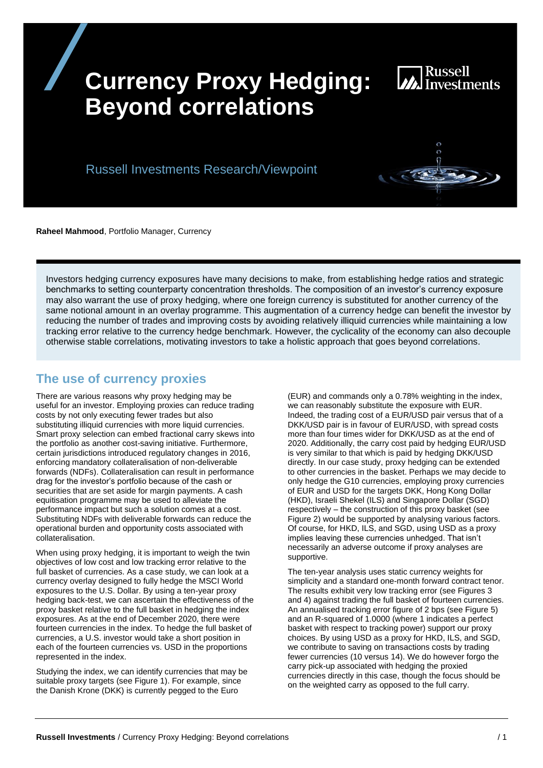# Currency Proxy Hedging: Beyond correlations

Russell Investments Research/Viewpoint

**Raheel Mahmood**, Portfolio Manager, Currency

Investors hedging currency exposures have many decisions to make, from establishing hedge ratios and strategic benchmarks to setting counterparty concentration thresholds. The composition of an investor's currency exposure may also warrant the use of proxy hedging, where one foreign currency is substituted for another currency of the same notional amount in an overlay programme. This augmentation of a currency hedge can benefit the investor by reducing the number of trades and improving costs by avoiding relatively illiquid currencies while maintaining a low tracking error relative to the currency hedge benchmark. However, the cyclicality of the economy can also decouple otherwise stable correlations, motivating investors to take a holistic approach that goes beyond correlations.

## The use of currency proxies

There are various reasons why proxy hedging may be useful for an investor. Employing proxies can reduce trading costs by not only executing fewer trades but also substituting illiquid currencies with more liquid currencies. Smart proxy selection can embed fractional carry skews into the portfolio as another cost-saving initiative. Furthermore, certain jurisdictions introduced regulatory changes in 2016, enforcing mandatory collateralisation of non-deliverable forwards (NDFs). Collateralisation can result in performance drag for the investor's portfolio because of the cash or securities that are set aside for margin payments. A cash equitisation programme may be used to alleviate the performance impact but such a solution comes at a cost. Substituting NDFs with deliverable forwards can reduce the operational burden and opportunity costs associated with collateralisation.

When using proxy hedging, it is important to weigh the twin objectives of low cost and low tracking error relative to the full basket of currencies. As a case study, we can look at a currency overlay designed to fully hedge the MSCI World exposures to the U.S. Dollar. By using a ten-year proxy hedging back-test, we can ascertain the effectiveness of the proxy basket relative to the full basket in hedging the index exposures. As at the end of December 2020, there were fourteen currencies in the index. To hedge the full basket of currencies, a U.S. investor would take a short position in each of the fourteen currencies vs. USD in the proportions represented in the index.

Studying the index, we can identify currencies that may be suitable proxy targets (see Figure 1). For example, since the Danish Krone (DKK) is currently pegged to the Euro (EUR) and commands only a 0.78% weighting in the index, we can reasonably substitute the exposure with EUR. Indeed, the trading cost of a EUR/USD pair versus that of a DKK/USD pair is in favour of EUR/USD, with spread costs more than four times wider for DKK/USD as at the end of 2020. Additionally, the carry cost paid by hedging EUR/USD is very similar to that which is paid by hedging DKK/USD directly. In our case study, proxy hedging can be extended to other currencies in the basket. Perhaps we may decide to only hedge the G10 currencies, employing proxy currencies of EUR and USD for the targets DKK, Hong Kong Dollar (HKD), Israeli Shekel (ILS) and Singapore Dollar (SGD) respectively – the construction of this proxy basket (see Figure 2) would be supported by analysing various factors. Of course, for HKD, ILS, and SGD, using USD as a proxy implies leaving these currencies unhedged. That isn't necessarily an adverse outcome if proxy analyses are supportive.

The ten-year analysis uses static currency weights for simplicity and a standard one-month forward contract tenor. The results exhibit very low tracking error (see Figures 3 and 4) against trading the full basket of fourteen currencies. An annualised tracking error figure of 2 bps (see Figure 5) and an R-squared of 1.0000 (where 1 indicates a perfect basket with respect to tracking power) support our proxy choices. By using USD as a proxy for HKD, ILS, and SGD, we contribute to saving on transactions costs by trading fewer currencies (10 versus 14). We do however forgo the carry pick-up associated with hedging the proxied currencies directly in this case, though the focus should be on the weighted carry as opposed to the full carry.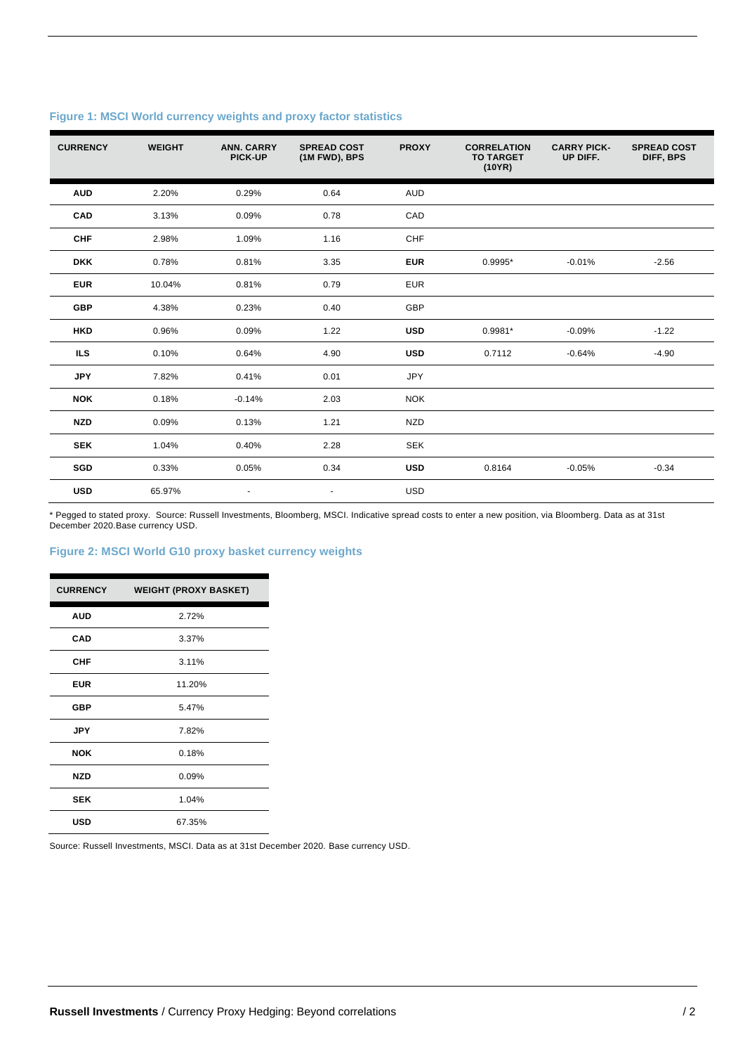### Figure 1: MSCI World currency weights and proxy factor statistics

| CURRENCY | WEIGHT | ANN. CARRY PICK-UP | SPREAD COST (1M FWD), BPS | PROXY | CORRELATION TO TARGET (10YR) | CARRY PICK-UP DIFF. | SPREAD COST DIFF, BPS |
|---|---|---|---|---|---|---|---|
| **AUD** | 2.20% | 0.29% | 0.64 | AUD | | | |
| **CAD** | 3.13% | 0.09% | 0.78 | CAD | | | |
| **CHF** | 2.98% | 1.09% | 1.16 | CHF | | | |
| **DKK** | 0.78% | 0.81% | 3.35 | **EUR** | 0.9995* | -0.01% | -2.56 |
| **EUR** | 10.04% | 0.81% | 0.79 | EUR | | | |
| **GBP** | 4.38% | 0.23% | 0.40 | GBP | | | |
| **HKD** | 0.96% | 0.09% | 1.22 | **USD** | 0.9981* | -0.09% | -1.22 |
| **ILS** | 0.10% | 0.64% | 4.90 | **USD** | 0.7112 | -0.64% | -4.90 |
| **JPY** | 7.82% | 0.41% | 0.01 | JPY | | | |
| **NOK** | 0.18% | -0.14% | 2.03 | NOK | | | |
| **NZD** | 0.09% | 0.13% | 1.21 | NZD | | | |
| **SEK** | 1.04% | 0.40% | 2.28 | SEK | | | |
| **SGD** | 0.33% | 0.05% | 0.34 | **USD** | 0.8164 | -0.05% | -0.34 |
| **USD** | 65.97% | - | - | USD | | | |

* Pegged to stated proxy. Source: Russell Investments, Bloomberg, MSCI. Indicative spread costs to enter a new position, via Bloomberg. Data as at 31st December 2020.Base currency USD.

### Figure 2: MSCI World G10 proxy basket currency weights

| CURRENCY | WEIGHT (PROXY BASKET) |
|---|---|
| **AUD** | 2.72% |
| **CAD** | 3.37% |
| **CHF** | 3.11% |
| **EUR** | 11.20% |
| **GBP** | 5.47% |
| **JPY** | 7.82% |
| **NOK** | 0.18% |
| **NZD** | 0.09% |
| **SEK** | 1.04% |
| **USD** | 67.35% |

Source: Russell Investments, MSCI. Data as at 31st December 2020. Base currency USD.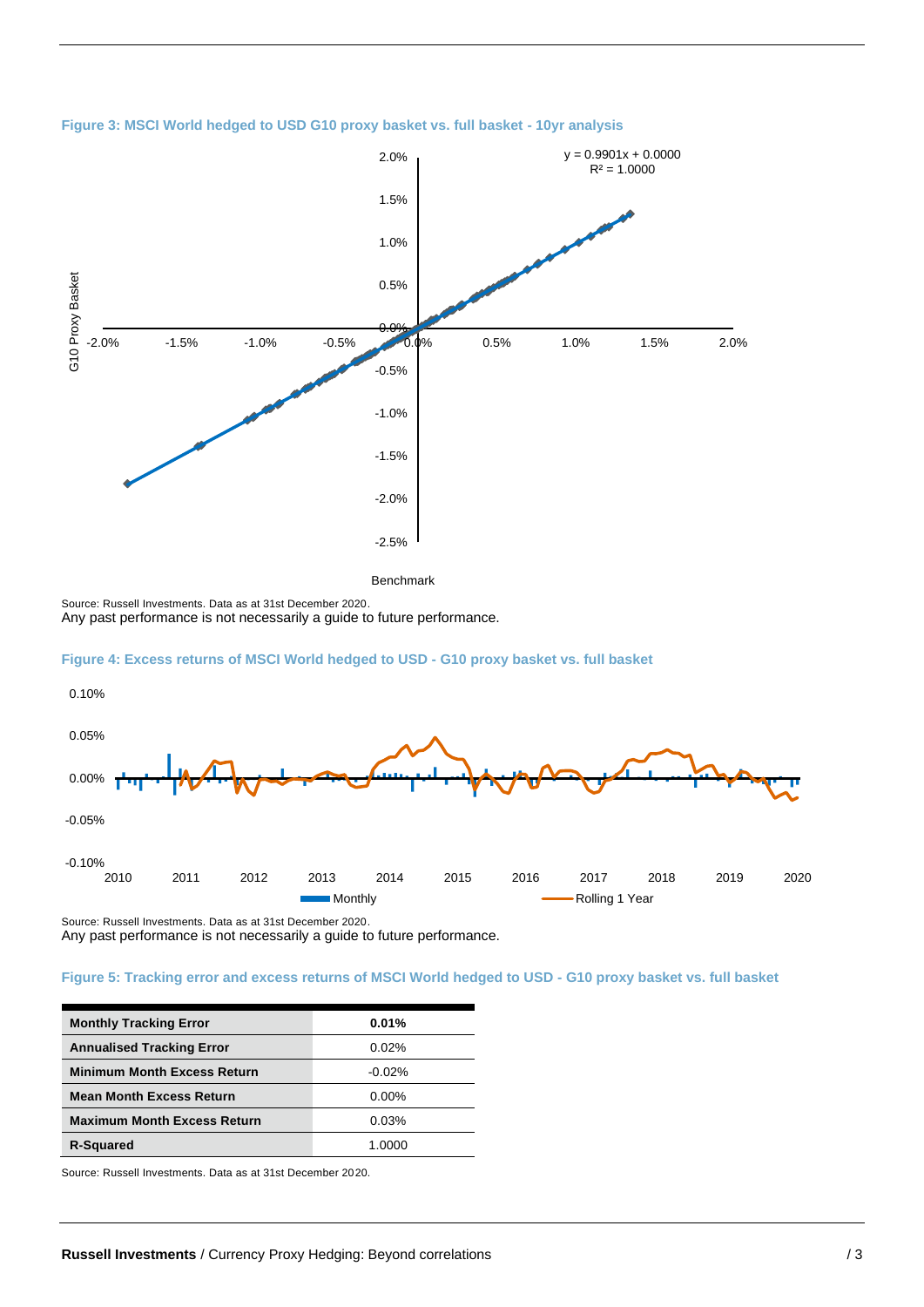**Figure 3: MSCI World hedged to USD G10 proxy basket vs. full basket - 10yr analysis**

y = 0.9901x + 0.0000
$R^2$ = 1.0000

G10 Proxy Basket

2.0%
1.5%
1.0%
0.5%
0.0%
-0.5%
-1.0%
-1.5%
-2.0%
-2.5%

-2.0% -1.5% -1.0% -0.5% 0.0% 0.5% 1.0% 1.5% 2.0%

Benchmark

Source: Russell Investments. Data as at 31st December 2020.
Any past performance is not necessarily a guide to future performance.

**Figure 4: Excess returns of MSCI World hedged to USD - G10 proxy basket vs. full basket**

0.10%
0.05%
0.00%
-0.05%
-0.10%

2010 2011 2012 2013 2014 2015 2016 2017 2018 2019 2020

Monthly
Rolling 1 Year

Source: Russell Investments. Data as at 31st December 2020.
Any past performance is not necessarily a guide to future performance.

**Figure 5: Tracking error and excess returns of MSCI World hedged to USD - G10 proxy basket vs. full basket**

| | |
|---|---|
| **Monthly Tracking Error** | **0.01%** |
| **Annualised Tracking Error** | 0.02% |
| **Minimum Month Excess Return** | -0.02% |
| **Mean Month Excess Return** | 0.00% |
| **Maximum Month Excess Return** | 0.03% |
| **R-Squared** | 1.0000 |

Source: Russell Investments. Data as at 31st December 2020.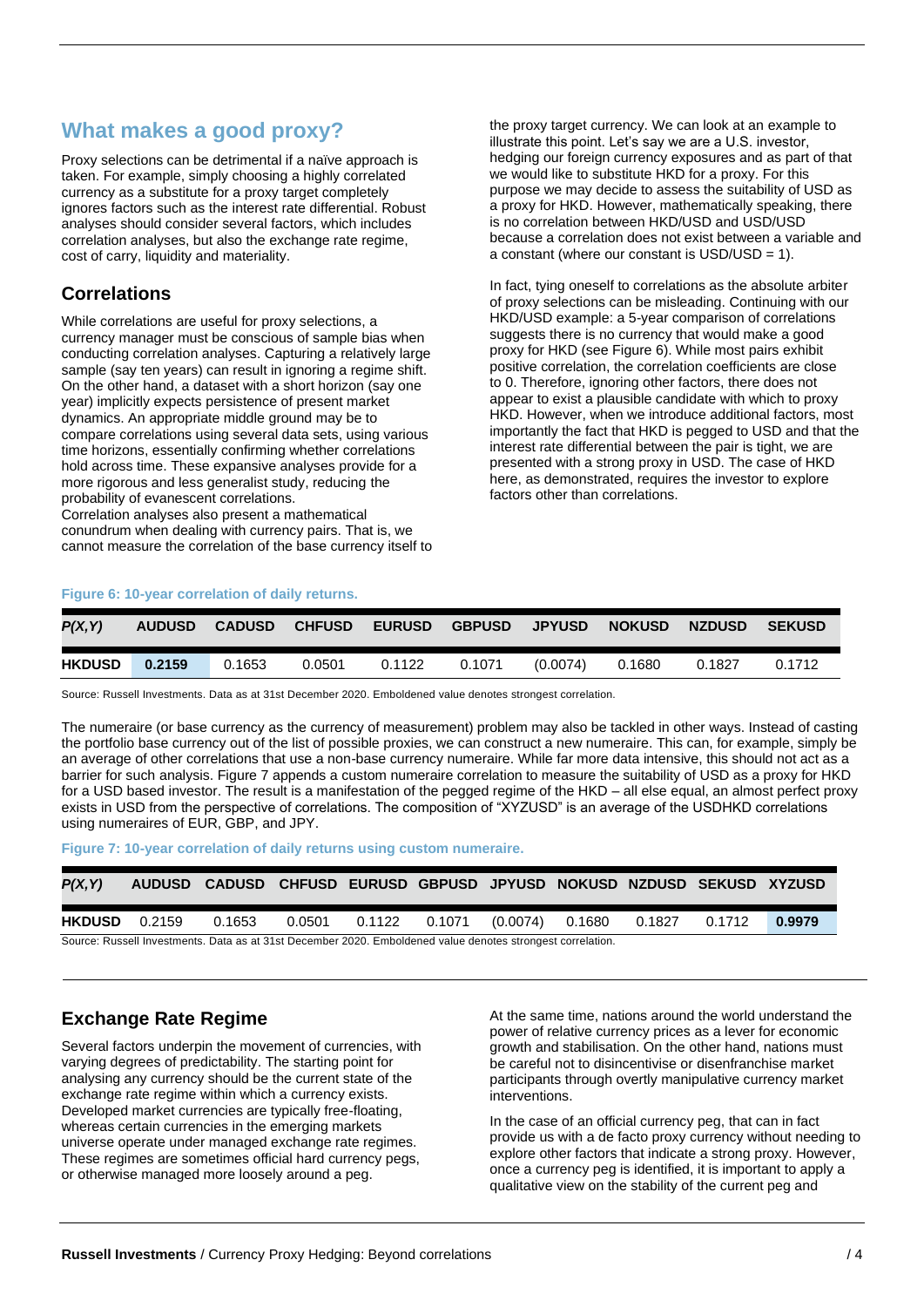## What makes a good proxy?

Proxy selections can be detrimental if a naïve approach is taken. For example, simply choosing a highly correlated currency as a substitute for a proxy target completely ignores factors such as the interest rate differential. Robust analyses should consider several factors, which includes correlation analyses, but also the exchange rate regime, cost of carry, liquidity and materiality.

### Correlations

While correlations are useful for proxy selections, a currency manager must be conscious of sample bias when conducting correlation analyses. Capturing a relatively large sample (say ten years) can result in ignoring a regime shift. On the other hand, a dataset with a short horizon (say one year) implicitly expects persistence of present market dynamics. An appropriate middle ground may be to compare correlations using several data sets, using various time horizons, essentially confirming whether correlations hold across time. These expansive analyses provide for a more rigorous and less generalist study, reducing the probability of evanescent correlations.

Correlation analyses also present a mathematical conundrum when dealing with currency pairs. That is, we cannot measure the correlation of the base currency itself to the proxy target currency. We can look at an example to illustrate this point. Let's say we are a U.S. investor, hedging our foreign currency exposures and as part of that we would like to substitute HKD for a proxy. For this purpose we may decide to assess the suitability of USD as a proxy for HKD. However, mathematically speaking, there is no correlation between HKD/USD and USD/USD because a correlation does not exist between a variable and a constant (where our constant is USD/USD = 1).

In fact, tying oneself to correlations as the absolute arbiter of proxy selections can be misleading. Continuing with our HKD/USD example: a 5-year comparison of correlations suggests there is no currency that would make a good proxy for HKD (see Figure 6). While most pairs exhibit positive correlation, the correlation coefficients are close to 0. Therefore, ignoring other factors, there does not appear to exist a plausible candidate with which to proxy HKD. However, when we introduce additional factors, most importantly the fact that HKD is pegged to USD and that the interest rate differential between the pair is tight, we are presented with a strong proxy in USD. The case of HKD here, as demonstrated, requires the investor to explore factors other than correlations.

**Figure 6: 10-year correlation of daily returns.**

| *P(X,Y)* | AUDUSD | CADUSD | CHFUSD | EURUSD | GBPUSD | JPYUSD | NOKUSD | NZDUSD | SEKUSD |
|---|---|---|---|---|---|---|---|---|---|
| **HKDUSD** | **0.2159** | 0.1653 | 0.0501 | 0.1122 | 0.1071 | (0.0074) | 0.1680 | 0.1827 | 0.1712 |

Source: Russell Investments. Data as at 31st December 2020. Emboldened value denotes strongest correlation.

The numeraire (or base currency as the currency of measurement) problem may also be tackled in other ways. Instead of casting the portfolio base currency out of the list of possible proxies, we can construct a new numeraire. This can, for example, simply be an average of other correlations that use a non-base currency numeraire. While far more data intensive, this should not act as a barrier for such analysis. Figure 7 appends a custom numeraire correlation to measure the suitability of USD as a proxy for HKD for a USD based investor. The result is a manifestation of the pegged regime of the HKD – all else equal, an almost perfect proxy exists in USD from the perspective of correlations. The composition of "XYZUSD" is an average of the USDHKD correlations using numeraires of EUR, GBP, and JPY.

**Figure 7: 10-year correlation of daily returns using custom numeraire.**

| *P(X,Y)* | AUDUSD | CADUSD | CHFUSD | EURUSD | GBPUSD | JPYUSD | NOKUSD | NZDUSD | SEKUSD | XYZUSD |
|---|---|---|---|---|---|---|---|---|---|---|
| **HKDUSD** | 0.2159 | 0.1653 | 0.0501 | 0.1122 | 0.1071 | (0.0074) | 0.1680 | 0.1827 | 0.1712 | **0.9979** |

Source: Russell Investments. Data as at 31st December 2020. Emboldened value denotes strongest correlation.

### Exchange Rate Regime

Several factors underpin the movement of currencies, with varying degrees of predictability. The starting point for analysing any currency should be the current state of the exchange rate regime within which a currency exists. Developed market currencies are typically free-floating, whereas certain currencies in the emerging markets universe operate under managed exchange rate regimes. These regimes are sometimes official hard currency pegs, or otherwise managed more loosely around a peg.

At the same time, nations around the world understand the power of relative currency prices as a lever for economic growth and stabilisation. On the other hand, nations must be careful not to disincentivise or disenfranchise market participants through overtly manipulative currency market interventions.

In the case of an official currency peg, that can in fact provide us with a de facto proxy currency without needing to explore other factors that indicate a strong proxy. However, once a currency peg is identified, it is important to apply a qualitative view on the stability of the current peg and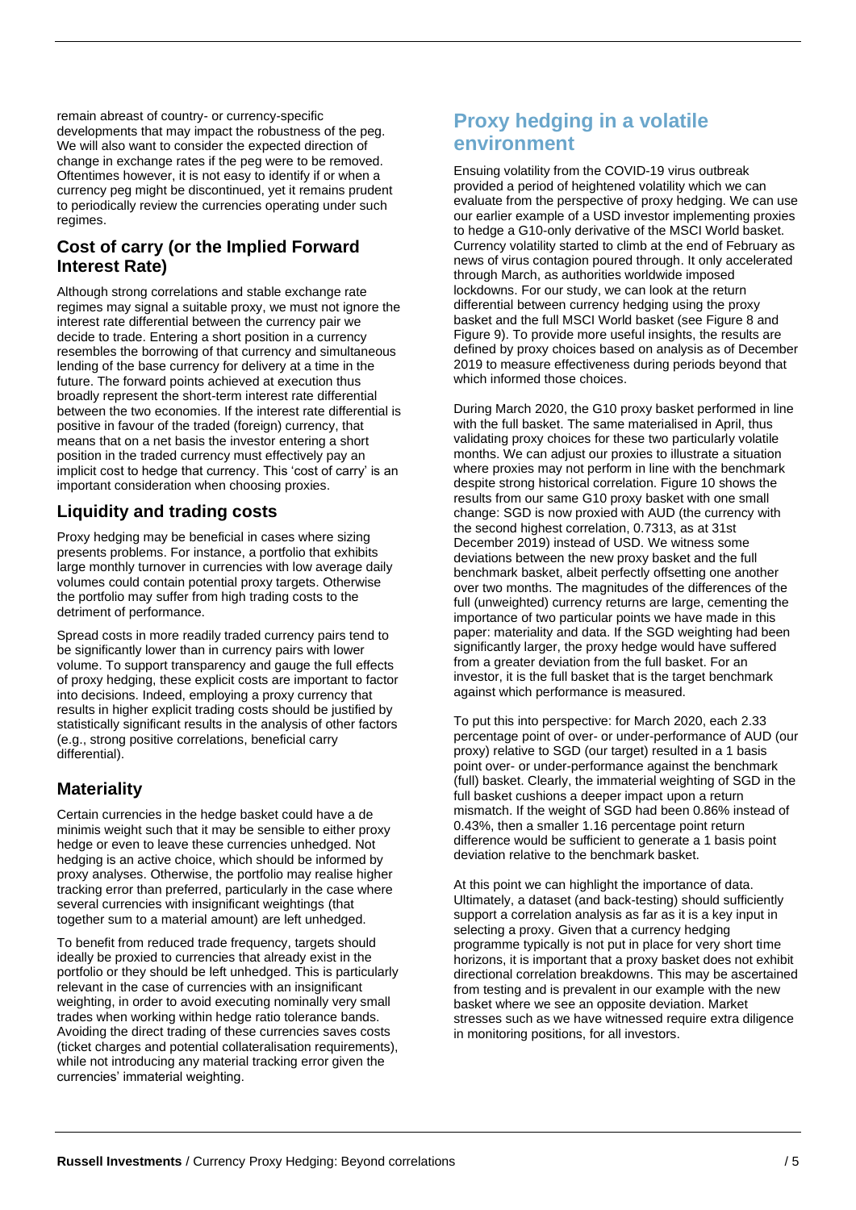remain abreast of country- or currency-specific developments that may impact the robustness of the peg. We will also want to consider the expected direction of change in exchange rates if the peg were to be removed. Oftentimes however, it is not easy to identify if or when a currency peg might be discontinued, yet it remains prudent to periodically review the currencies operating under such regimes.

### Cost of carry (or the Implied Forward Interest Rate)

Although strong correlations and stable exchange rate regimes may signal a suitable proxy, we must not ignore the interest rate differential between the currency pair we decide to trade. Entering a short position in a currency resembles the borrowing of that currency and simultaneous lending of the base currency for delivery at a time in the future. The forward points achieved at execution thus broadly represent the short-term interest rate differential between the two economies. If the interest rate differential is positive in favour of the traded (foreign) currency, that means that on a net basis the investor entering a short position in the traded currency must effectively pay an implicit cost to hedge that currency. This 'cost of carry' is an important consideration when choosing proxies.

### Liquidity and trading costs

Proxy hedging may be beneficial in cases where sizing presents problems. For instance, a portfolio that exhibits large monthly turnover in currencies with low average daily volumes could contain potential proxy targets. Otherwise the portfolio may suffer from high trading costs to the detriment of performance.

Spread costs in more readily traded currency pairs tend to be significantly lower than in currency pairs with lower volume. To support transparency and gauge the full effects of proxy hedging, these explicit costs are important to factor into decisions. Indeed, employing a proxy currency that results in higher explicit trading costs should be justified by statistically significant results in the analysis of other factors (e.g., strong positive correlations, beneficial carry differential).

### Materiality

Certain currencies in the hedge basket could have a de minimis weight such that it may be sensible to either proxy hedge or even to leave these currencies unhedged. Not hedging is an active choice, which should be informed by proxy analyses. Otherwise, the portfolio may realise higher tracking error than preferred, particularly in the case where several currencies with insignificant weightings (that together sum to a material amount) are left unhedged.

To benefit from reduced trade frequency, targets should ideally be proxied to currencies that already exist in the portfolio or they should be left unhedged. This is particularly relevant in the case of currencies with an insignificant weighting, in order to avoid executing nominally very small trades when working within hedge ratio tolerance bands. Avoiding the direct trading of these currencies saves costs (ticket charges and potential collateralisation requirements), while not introducing any material tracking error given the currencies' immaterial weighting.

## Proxy hedging in a volatile environment

Ensuing volatility from the COVID-19 virus outbreak provided a period of heightened volatility which we can evaluate from the perspective of proxy hedging. We can use our earlier example of a USD investor implementing proxies to hedge a G10-only derivative of the MSCI World basket. Currency volatility started to climb at the end of February as news of virus contagion poured through. It only accelerated through March, as authorities worldwide imposed lockdowns. For our study, we can look at the return differential between currency hedging using the proxy basket and the full MSCI World basket (see Figure 8 and Figure 9). To provide more useful insights, the results are defined by proxy choices based on analysis as of December 2019 to measure effectiveness during periods beyond that which informed those choices.

During March 2020, the G10 proxy basket performed in line with the full basket. The same materialised in April, thus validating proxy choices for these two particularly volatile months. We can adjust our proxies to illustrate a situation where proxies may not perform in line with the benchmark despite strong historical correlation. Figure 10 shows the results from our same G10 proxy basket with one small change: SGD is now proxied with AUD (the currency with the second highest correlation, 0.7313, as at 31st December 2019) instead of USD. We witness some deviations between the new proxy basket and the full benchmark basket, albeit perfectly offsetting one another over two months. The magnitudes of the differences of the full (unweighted) currency returns are large, cementing the importance of two particular points we have made in this paper: materiality and data. If the SGD weighting had been significantly larger, the proxy hedge would have suffered from a greater deviation from the full basket. For an investor, it is the full basket that is the target benchmark against which performance is measured.

To put this into perspective: for March 2020, each 2.33 percentage point of over- or under-performance of AUD (our proxy) relative to SGD (our target) resulted in a 1 basis point over- or under-performance against the benchmark (full) basket. Clearly, the immaterial weighting of SGD in the full basket cushions a deeper impact upon a return mismatch. If the weight of SGD had been 0.86% instead of 0.43%, then a smaller 1.16 percentage point return difference would be sufficient to generate a 1 basis point deviation relative to the benchmark basket.

At this point we can highlight the importance of data. Ultimately, a dataset (and back-testing) should sufficiently support a correlation analysis as far as it is a key input in selecting a proxy. Given that a currency hedging programme typically is not put in place for very short time horizons, it is important that a proxy basket does not exhibit directional correlation breakdowns. This may be ascertained from testing and is prevalent in our example with the new basket where we see an opposite deviation. Market stresses such as we have witnessed require extra diligence in monitoring positions, for all investors.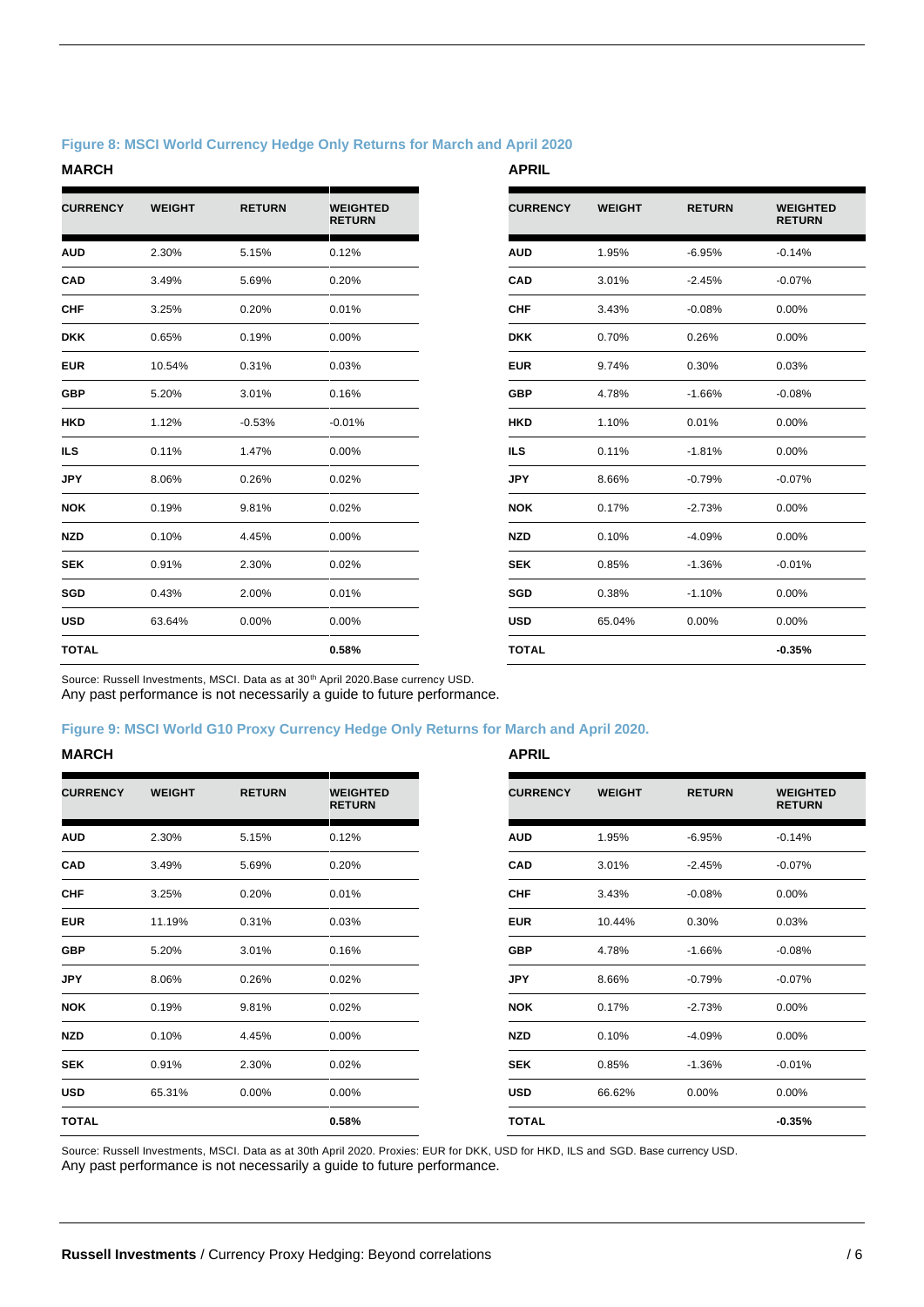**Figure 8: MSCI World Currency Hedge Only Returns for March and April 2020**

**MARCH**

| CURRENCY | WEIGHT | RETURN | WEIGHTED RETURN |
|---|---|---|---|
| **AUD** | 2.30% | 5.15% | 0.12% |
| **CAD** | 3.49% | 5.69% | 0.20% |
| **CHF** | 3.25% | 0.20% | 0.01% |
| **DKK** | 0.65% | 0.19% | 0.00% |
| **EUR** | 10.54% | 0.31% | 0.03% |
| **GBP** | 5.20% | 3.01% | 0.16% |
| **HKD** | 1.12% | -0.53% | -0.01% |
| **ILS** | 0.11% | 1.47% | 0.00% |
| **JPY** | 8.06% | 0.26% | 0.02% |
| **NOK** | 0.19% | 9.81% | 0.02% |
| **NZD** | 0.10% | 4.45% | 0.00% |
| **SEK** | 0.91% | 2.30% | 0.02% |
| **SGD** | 0.43% | 2.00% | 0.01% |
| **USD** | 63.64% | 0.00% | 0.00% |
| **TOTAL** | | | **0.58%** |

**APRIL**

| CURRENCY | WEIGHT | RETURN | WEIGHTED RETURN |
|---|---|---|---|
| **AUD** | 1.95% | -6.95% | -0.14% |
| **CAD** | 3.01% | -2.45% | -0.07% |
| **CHF** | 3.43% | -0.08% | 0.00% |
| **DKK** | 0.70% | 0.26% | 0.00% |
| **EUR** | 9.74% | 0.30% | 0.03% |
| **GBP** | 4.78% | -1.66% | -0.08% |
| **HKD** | 1.10% | 0.01% | 0.00% |
| **ILS** | 0.11% | -1.81% | 0.00% |
| **JPY** | 8.66% | -0.79% | -0.07% |
| **NOK** | 0.17% | -2.73% | 0.00% |
| **NZD** | 0.10% | -4.09% | 0.00% |
| **SEK** | 0.85% | -1.36% | -0.01% |
| **SGD** | 0.38% | -1.10% | 0.00% |
| **USD** | 65.04% | 0.00% | 0.00% |
| **TOTAL** | | | **-0.35%** |

Source: Russell Investments, MSCI. Data as at 30th April 2020.Base currency USD.
Any past performance is not necessarily a guide to future performance.

**Figure 9: MSCI World G10 Proxy Currency Hedge Only Returns for March and April 2020.**

**MARCH**

| CURRENCY | WEIGHT | RETURN | WEIGHTED RETURN |
|---|---|---|---|
| **AUD** | 2.30% | 5.15% | 0.12% |
| **CAD** | 3.49% | 5.69% | 0.20% |
| **CHF** | 3.25% | 0.20% | 0.01% |
| **EUR** | 11.19% | 0.31% | 0.03% |
| **GBP** | 5.20% | 3.01% | 0.16% |
| **JPY** | 8.06% | 0.26% | 0.02% |
| **NOK** | 0.19% | 9.81% | 0.02% |
| **NZD** | 0.10% | 4.45% | 0.00% |
| **SEK** | 0.91% | 2.30% | 0.02% |
| **USD** | 65.31% | 0.00% | 0.00% |
| **TOTAL** | | | **0.58%** |

**APRIL**

| CURRENCY | WEIGHT | RETURN | WEIGHTED RETURN |
|---|---|---|---|
| **AUD** | 1.95% | -6.95% | -0.14% |
| **CAD** | 3.01% | -2.45% | -0.07% |
| **CHF** | 3.43% | -0.08% | 0.00% |
| **EUR** | 10.44% | 0.30% | 0.03% |
| **GBP** | 4.78% | -1.66% | -0.08% |
| **JPY** | 8.66% | -0.79% | -0.07% |
| **NOK** | 0.17% | -2.73% | 0.00% |
| **NZD** | 0.10% | -4.09% | 0.00% |
| **SEK** | 0.85% | -1.36% | -0.01% |
| **USD** | 66.62% | 0.00% | 0.00% |
| **TOTAL** | | | **-0.35%** |

Source: Russell Investments, MSCI. Data as at 30th April 2020. Proxies: EUR for DKK, USD for HKD, ILS and SGD. Base currency USD.
Any past performance is not necessarily a guide to future performance.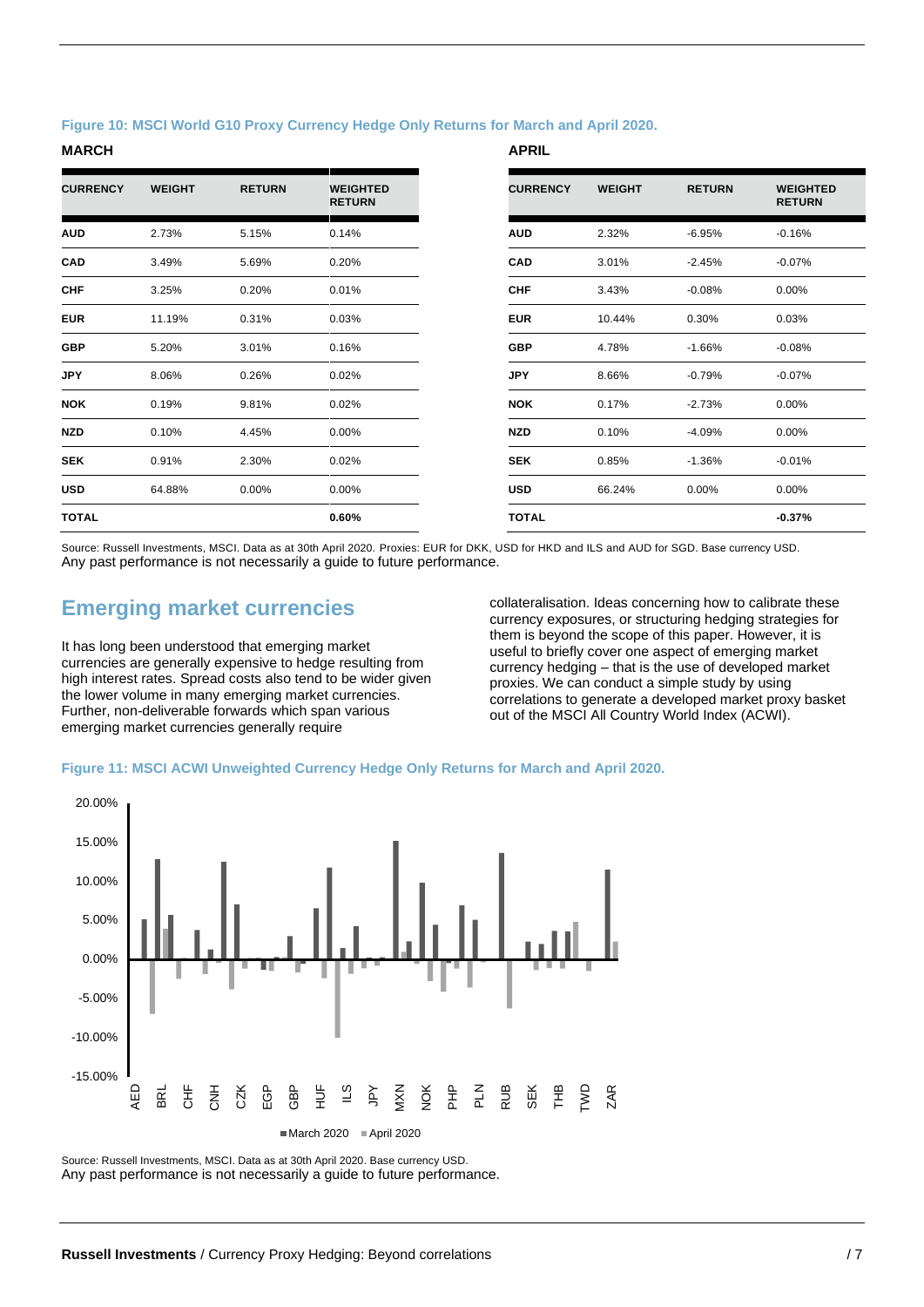**Figure 10: MSCI World G10 Proxy Currency Hedge Only Returns for March and April 2020.**

**MARCH**

| CURRENCY | WEIGHT | RETURN | WEIGHTED RETURN |
|---|---|---|---|
| **AUD** | 2.73% | 5.15% | 0.14% |
| **CAD** | 3.49% | 5.69% | 0.20% |
| **CHF** | 3.25% | 0.20% | 0.01% |
| **EUR** | 11.19% | 0.31% | 0.03% |
| **GBP** | 5.20% | 3.01% | 0.16% |
| **JPY** | 8.06% | 0.26% | 0.02% |
| **NOK** | 0.19% | 9.81% | 0.02% |
| **NZD** | 0.10% | 4.45% | 0.00% |
| **SEK** | 0.91% | 2.30% | 0.02% |
| **USD** | 64.88% | 0.00% | 0.00% |
| **TOTAL** | | | **0.60%** |

**APRIL**

| CURRENCY | WEIGHT | RETURN | WEIGHTED RETURN |
|---|---|---|---|
| **AUD** | 2.32% | -6.95% | -0.16% |
| **CAD** | 3.01% | -2.45% | -0.07% |
| **CHF** | 3.43% | -0.08% | 0.00% |
| **EUR** | 10.44% | 0.30% | 0.03% |
| **GBP** | 4.78% | -1.66% | -0.08% |
| **JPY** | 8.66% | -0.79% | -0.07% |
| **NOK** | 0.17% | -2.73% | 0.00% |
| **NZD** | 0.10% | -4.09% | 0.00% |
| **SEK** | 0.85% | -1.36% | -0.01% |
| **USD** | 66.24% | 0.00% | 0.00% |
| **TOTAL** | | | **-0.37%** |

Source: Russell Investments, MSCI. Data as at 30th April 2020. Proxies: EUR for DKK, USD for HKD and ILS and AUD for SGD. Base currency USD.
Any past performance is not necessarily a guide to future performance.

## Emerging market currencies

It has long been understood that emerging market currencies are generally expensive to hedge resulting from high interest rates. Spread costs also tend to be wider given the lower volume in many emerging market currencies. Further, non-deliverable forwards which span various emerging market currencies generally require collateralisation. Ideas concerning how to calibrate these currency exposures, or structuring hedging strategies for them is beyond the scope of this paper. However, it is useful to briefly cover one aspect of emerging market currency hedging – that is the use of developed market proxies. We can conduct a simple study by using correlations to generate a developed market proxy basket out of the MSCI All Country World Index (ACWI).

**Figure 11: MSCI ACWI Unweighted Currency Hedge Only Returns for March and April 2020.**

20.00%
15.00%
10.00%
5.00%
0.00%
-5.00%
-10.00%
-15.00%

AED BRL CHF CNH CZK EGP GBP HUF ILS JPY MXN NOK PHP PLN RUB SEK THB TWD ZAR

March 2020 April 2020

Source: Russell Investments, MSCI. Data as at 30th April 2020. Base currency USD.
Any past performance is not necessarily a guide to future performance.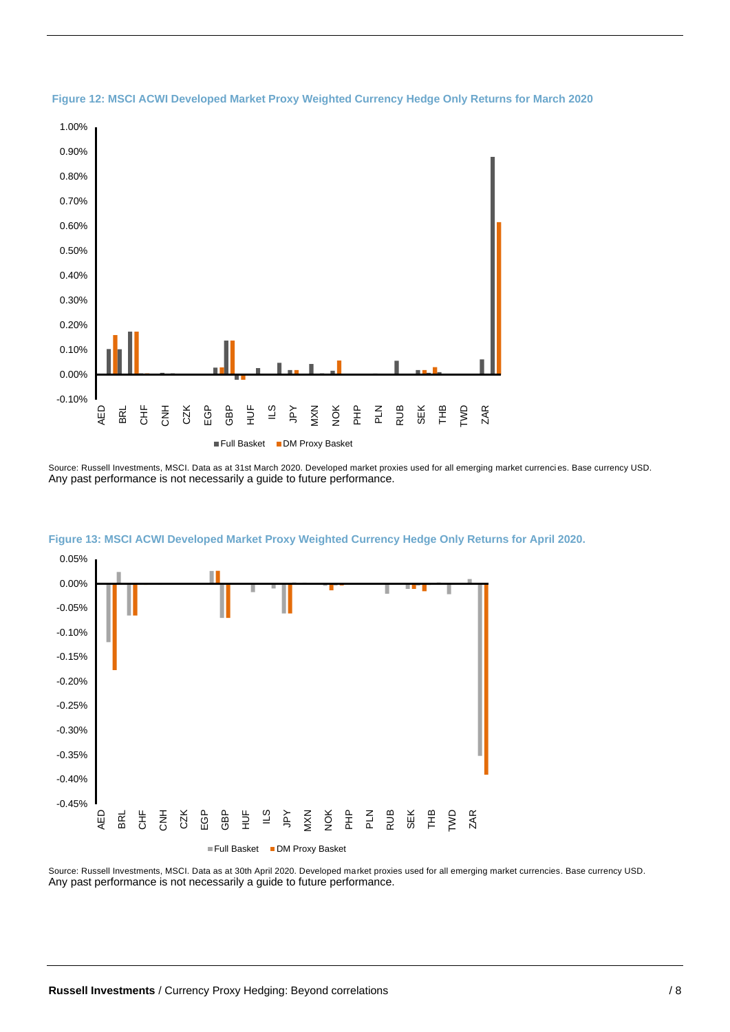**Figure 12: MSCI ACWI Developed Market Proxy Weighted Currency Hedge Only Returns for March 2020**

1.00%
0.90%
0.80%
0.70%
0.60%
0.50%
0.40%
0.30%
0.20%
0.10%
0.00%
-0.10%

AED BRL CHF CNH CZK EGP GBP HUF ILS JPY MXN NOK PHP PLN RUB SEK THB TWD ZAR

Full Basket DM Proxy Basket

Source: Russell Investments, MSCI. Data as at 31st March 2020. Developed market proxies used for all emerging market currencies. Base currency USD.
Any past performance is not necessarily a guide to future performance.

**Figure 13: MSCI ACWI Developed Market Proxy Weighted Currency Hedge Only Returns for April 2020.**

0.05%
0.00%
-0.05%
-0.10%
-0.15%
-0.20%
-0.25%
-0.30%
-0.35%
-0.40%
-0.45%

AED BRL CHF CNH CZK EGP GBP HUF ILS JPY MXN NOK PHP PLN RUB SEK THB TWD ZAR

Full Basket DM Proxy Basket

Source: Russell Investments, MSCI. Data as at 30th April 2020. Developed market proxies used for all emerging market currencies. Base currency USD.
Any past performance is not necessarily a guide to future performance.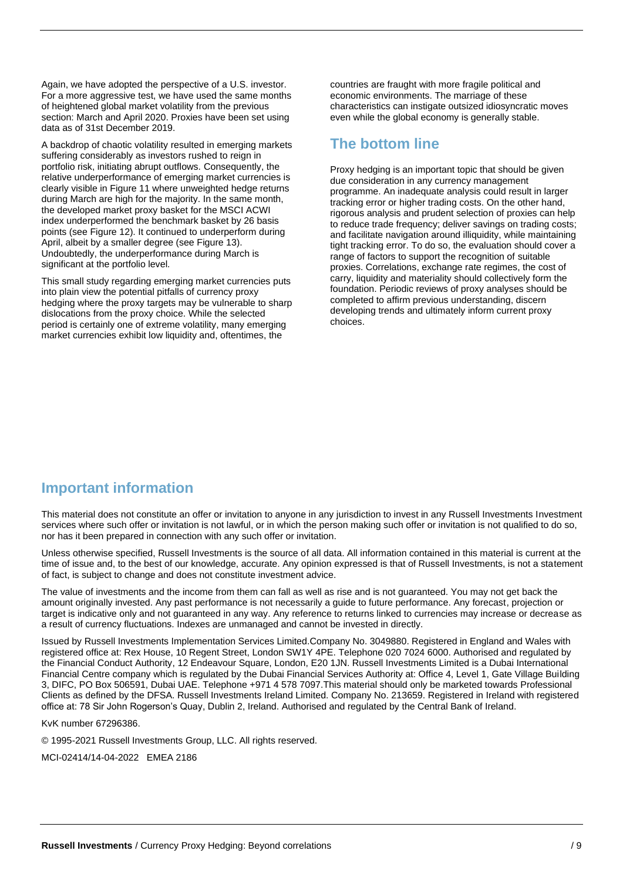Again, we have adopted the perspective of a U.S. investor. For a more aggressive test, we have used the same months of heightened global market volatility from the previous section: March and April 2020. Proxies have been set using data as of 31st December 2019.

A backdrop of chaotic volatility resulted in emerging markets suffering considerably as investors rushed to reign in portfolio risk, initiating abrupt outflows. Consequently, the relative underperformance of emerging market currencies is clearly visible in Figure 11 where unweighted hedge returns during March are high for the majority. In the same month, the developed market proxy basket for the MSCI ACWI index underperformed the benchmark basket by 26 basis points (see Figure 12). It continued to underperform during April, albeit by a smaller degree (see Figure 13). Undoubtedly, the underperformance during March is significant at the portfolio level.

This small study regarding emerging market currencies puts into plain view the potential pitfalls of currency proxy hedging where the proxy targets may be vulnerable to sharp dislocations from the proxy choice. While the selected period is certainly one of extreme volatility, many emerging market currencies exhibit low liquidity and, oftentimes, the countries are fraught with more fragile political and economic environments. The marriage of these characteristics can instigate outsized idiosyncratic moves even while the global economy is generally stable.

## The bottom line

Proxy hedging is an important topic that should be given due consideration in any currency management programme. An inadequate analysis could result in larger tracking error or higher trading costs. On the other hand, rigorous analysis and prudent selection of proxies can help to reduce trade frequency; deliver savings on trading costs; and facilitate navigation around illiquidity, while maintaining tight tracking error. To do so, the evaluation should cover a range of factors to support the recognition of suitable proxies. Correlations, exchange rate regimes, the cost of carry, liquidity and materiality should collectively form the foundation. Periodic reviews of proxy analyses should be completed to affirm previous understanding, discern developing trends and ultimately inform current proxy choices.

## Important information

This material does not constitute an offer or invitation to anyone in any jurisdiction to invest in any Russell Investments Investment services where such offer or invitation is not lawful, or in which the person making such offer or invitation is not qualified to do so, nor has it been prepared in connection with any such offer or invitation.

Unless otherwise specified, Russell Investments is the source of all data. All information contained in this material is current at the time of issue and, to the best of our knowledge, accurate. Any opinion expressed is that of Russell Investments, is not a statement of fact, is subject to change and does not constitute investment advice.

The value of investments and the income from them can fall as well as rise and is not guaranteed. You may not get back the amount originally invested. Any past performance is not necessarily a guide to future performance. Any forecast, projection or target is indicative only and not guaranteed in any way. Any reference to returns linked to currencies may increase or decrease as a result of currency fluctuations. Indexes are unmanaged and cannot be invested in directly.

Issued by Russell Investments Implementation Services Limited.Company No. 3049880. Registered in England and Wales with registered office at: Rex House, 10 Regent Street, London SW1Y 4PE. Telephone 020 7024 6000. Authorised and regulated by the Financial Conduct Authority, 12 Endeavour Square, London, E20 1JN. Russell Investments Limited is a Dubai International Financial Centre company which is regulated by the Dubai Financial Services Authority at: Office 4, Level 1, Gate Village Building 3, DIFC, PO Box 506591, Dubai UAE. Telephone +971 4 578 7097.This material should only be marketed towards Professional Clients as defined by the DFSA. Russell Investments Ireland Limited. Company No. 213659. Registered in Ireland with registered office at: 78 Sir John Rogerson's Quay, Dublin 2, Ireland. Authorised and regulated by the Central Bank of Ireland.

KvK number 67296386.

© 1995-2021 Russell Investments Group, LLC. All rights reserved.

MCI-02414/14-04-2022 EMEA 2186